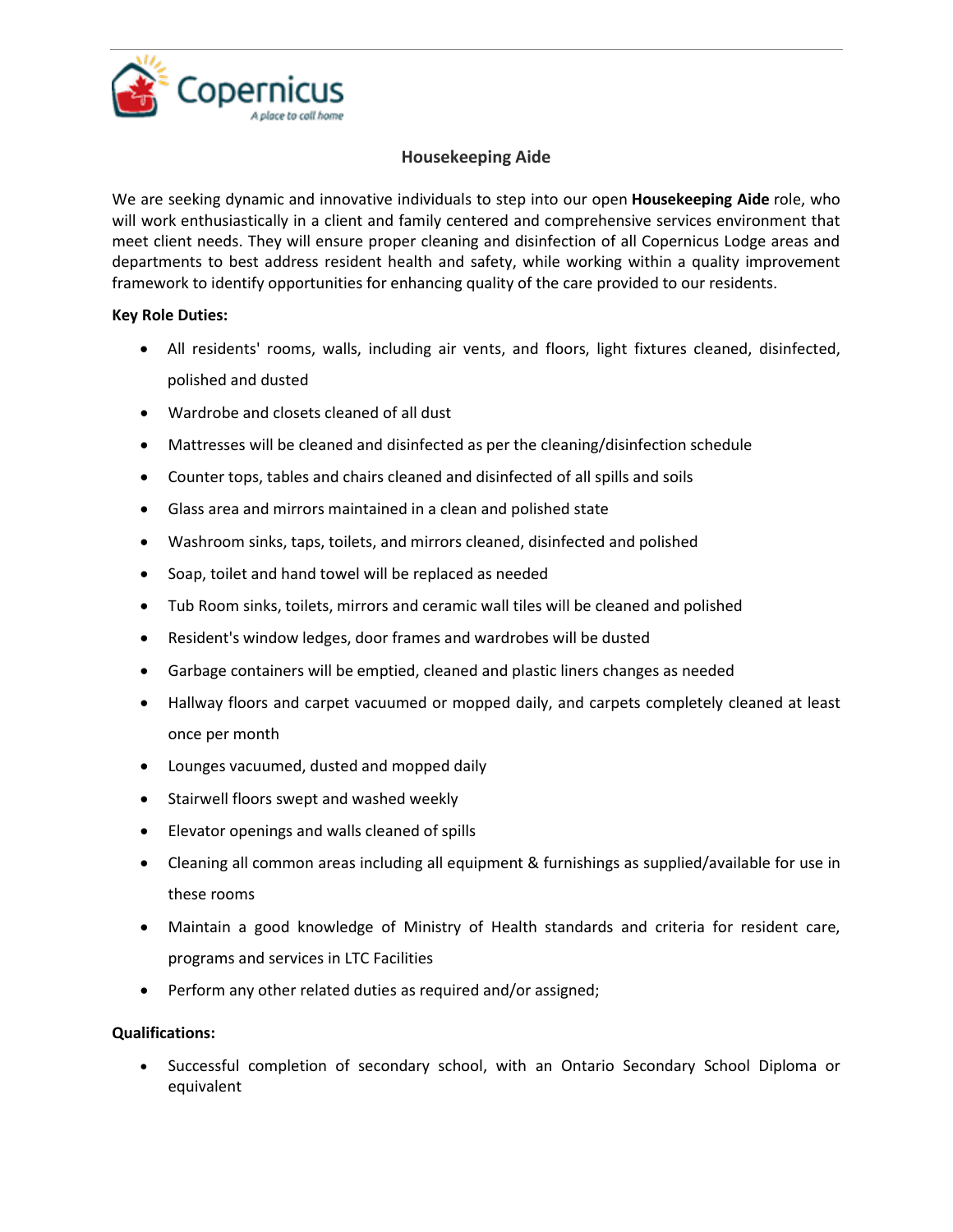Copernicus

*A place to call home*

# Housekeeping Aide

We are seeking dynamic and innovative individuals to step into our open **Housekeeping Aide** role, who will work enthusiastically in a client and family centered and comprehensive services environment that meet client needs. They will ensure proper cleaning and disinfection of all Copernicus Lodge areas and departments to best address resident health and safety, while working within a quality improvement framework to identify opportunities for enhancing quality of the care provided to our residents.

**Key Role Duties:**

- All residents' rooms, walls, including air vents, and floors, light fixtures cleaned, disinfected, polished and dusted
- Wardrobe and closets cleaned of all dust
- Mattresses will be cleaned and disinfected as per the cleaning/disinfection schedule
- Counter tops, tables and chairs cleaned and disinfected of all spills and soils
- Glass area and mirrors maintained in a clean and polished state
- Washroom sinks, taps, toilets, and mirrors cleaned, disinfected and polished
- Soap, toilet and hand towel will be replaced as needed
- Tub Room sinks, toilets, mirrors and ceramic wall tiles will be cleaned and polished
- Resident's window ledges, door frames and wardrobes will be dusted
- Garbage containers will be emptied, cleaned and plastic liners changes as needed
- Hallway floors and carpet vacuumed or mopped daily, and carpets completely cleaned at least once per month
- Lounges vacuumed, dusted and mopped daily
- Stairwell floors swept and washed weekly
- Elevator openings and walls cleaned of spills
- Cleaning all common areas including all equipment & furnishings as supplied/available for use in these rooms
- Maintain a good knowledge of Ministry of Health standards and criteria for resident care, programs and services in LTC Facilities
- Perform any other related duties as required and/or assigned;

**Qualifications:**

- Successful completion of secondary school, with an Ontario Secondary School Diploma or equivalent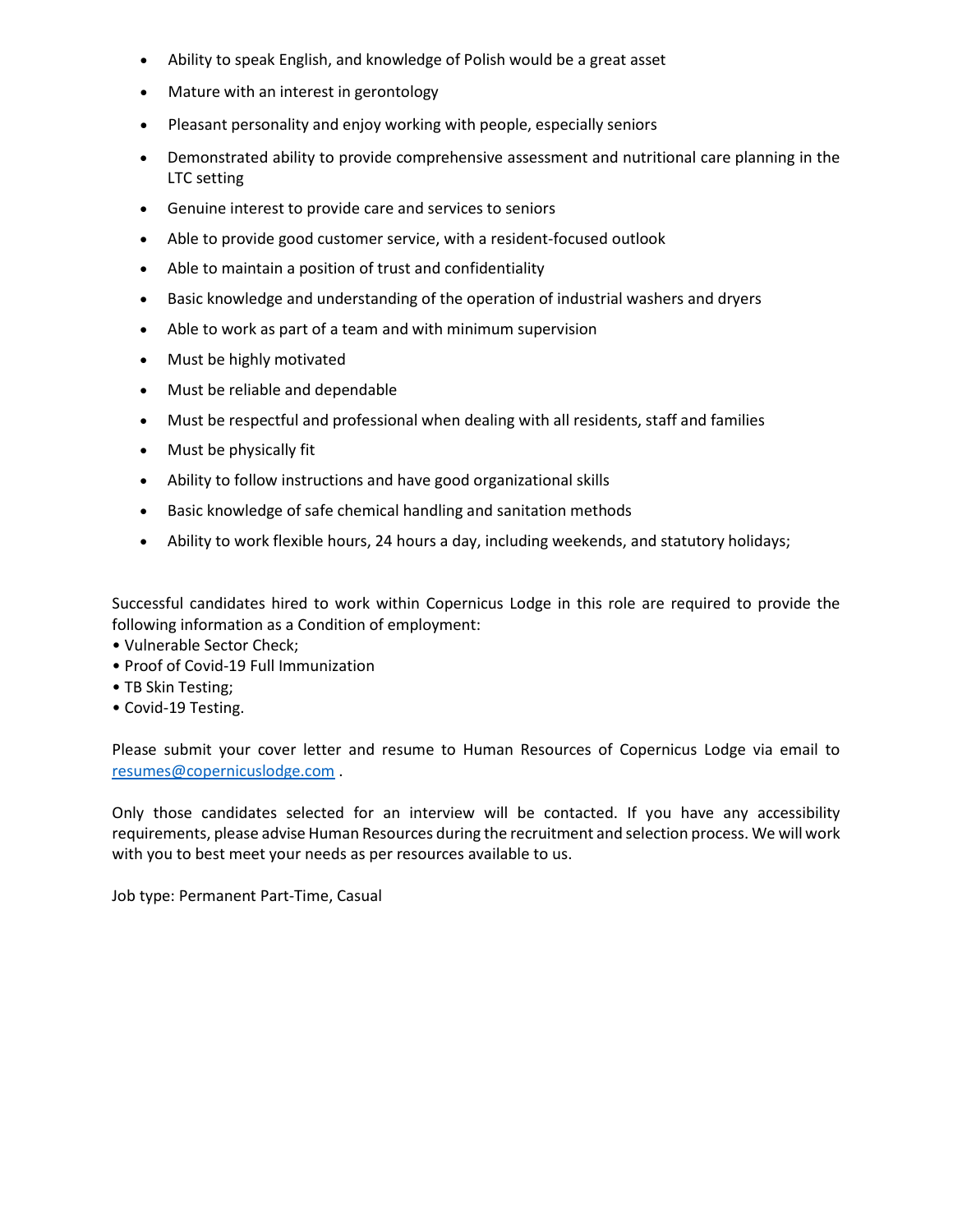- Ability to speak English, and knowledge of Polish would be a great asset
- Mature with an interest in gerontology
- Pleasant personality and enjoy working with people, especially seniors
- Demonstrated ability to provide comprehensive assessment and nutritional care planning in the LTC setting
- Genuine interest to provide care and services to seniors
- Able to provide good customer service, with a resident-focused outlook
- Able to maintain a position of trust and confidentiality
- Basic knowledge and understanding of the operation of industrial washers and dryers
- Able to work as part of a team and with minimum supervision
- Must be highly motivated
- Must be reliable and dependable
- Must be respectful and professional when dealing with all residents, staff and families
- Must be physically fit
- Ability to follow instructions and have good organizational skills
- Basic knowledge of safe chemical handling and sanitation methods
- Ability to work flexible hours, 24 hours a day, including weekends, and statutory holidays;

Successful candidates hired to work within Copernicus Lodge in this role are required to provide the following information as a Condition of employment:

- Vulnerable Sector Check;
- Proof of Covid-19 Full Immunization
- TB Skin Testing;
- Covid-19 Testing.

Please submit your cover letter and resume to Human Resources of Copernicus Lodge via email to resumes@copernicuslodge.com .

Only those candidates selected for an interview will be contacted. If you have any accessibility requirements, please advise Human Resources during the recruitment and selection process. We will work with you to best meet your needs as per resources available to us.

Job type: Permanent Part-Time, Casual